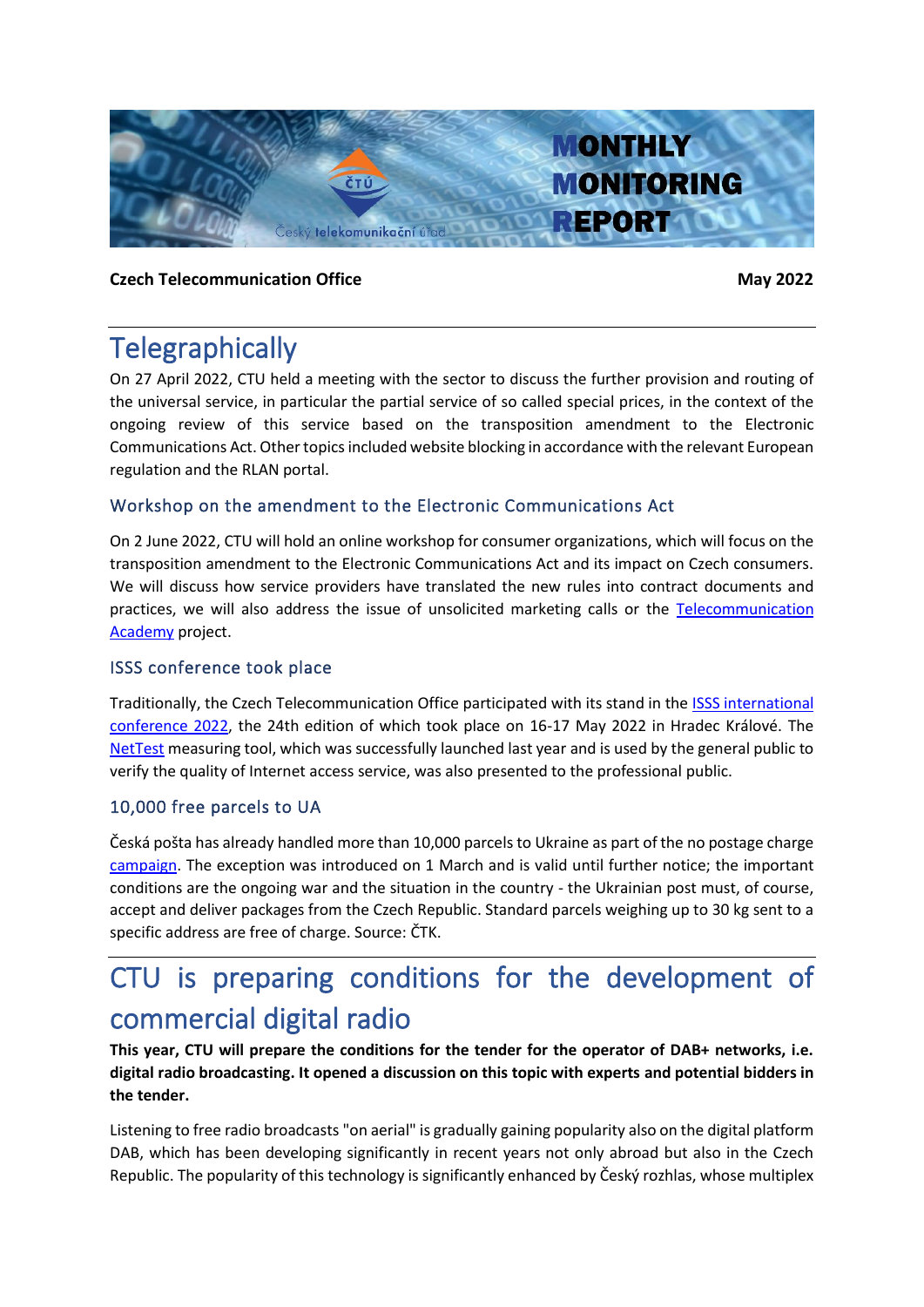# MONTHLY MONITORING REPORT

**Czech Telecommunication Office** **May 2022**

# Telegraphically

On 27 April 2022, CTU held a meeting with the sector to discuss the further provision and routing of the universal service, in particular the partial service of so called special prices, in the context of the ongoing review of this service based on the transposition amendment to the Electronic Communications Act. Other topics included website blocking in accordance with the relevant European regulation and the RLAN portal.

### Workshop on the amendment to the Electronic Communications Act

On 2 June 2022, CTU will hold an online workshop for consumer organizations, which will focus on the transposition amendment to the Electronic Communications Act and its impact on Czech consumers. We will discuss how service providers have translated the new rules into contract documents and practices, we will also address the issue of unsolicited marketing calls or the Telecommunication Academy project.

### ISSS conference took place

Traditionally, the Czech Telecommunication Office participated with its stand in the ISSS international conference 2022, the 24th edition of which took place on 16-17 May 2022 in Hradec Králové. The NetTest measuring tool, which was successfully launched last year and is used by the general public to verify the quality of Internet access service, was also presented to the professional public.

### 10,000 free parcels to UA

Česká pošta has already handled more than 10,000 parcels to Ukraine as part of the no postage charge campaign. The exception was introduced on 1 March and is valid until further notice; the important conditions are the ongoing war and the situation in the country - the Ukrainian post must, of course, accept and deliver packages from the Czech Republic. Standard parcels weighing up to 30 kg sent to a specific address are free of charge. Source: ČTK.

# CTU is preparing conditions for the development of commercial digital radio

**This year, CTU will prepare the conditions for the tender for the operator of DAB+ networks, i.e. digital radio broadcasting. It opened a discussion on this topic with experts and potential bidders in the tender.**

Listening to free radio broadcasts "on aerial" is gradually gaining popularity also on the digital platform DAB, which has been developing significantly in recent years not only abroad but also in the Czech Republic. The popularity of this technology is significantly enhanced by Český rozhlas, whose multiplex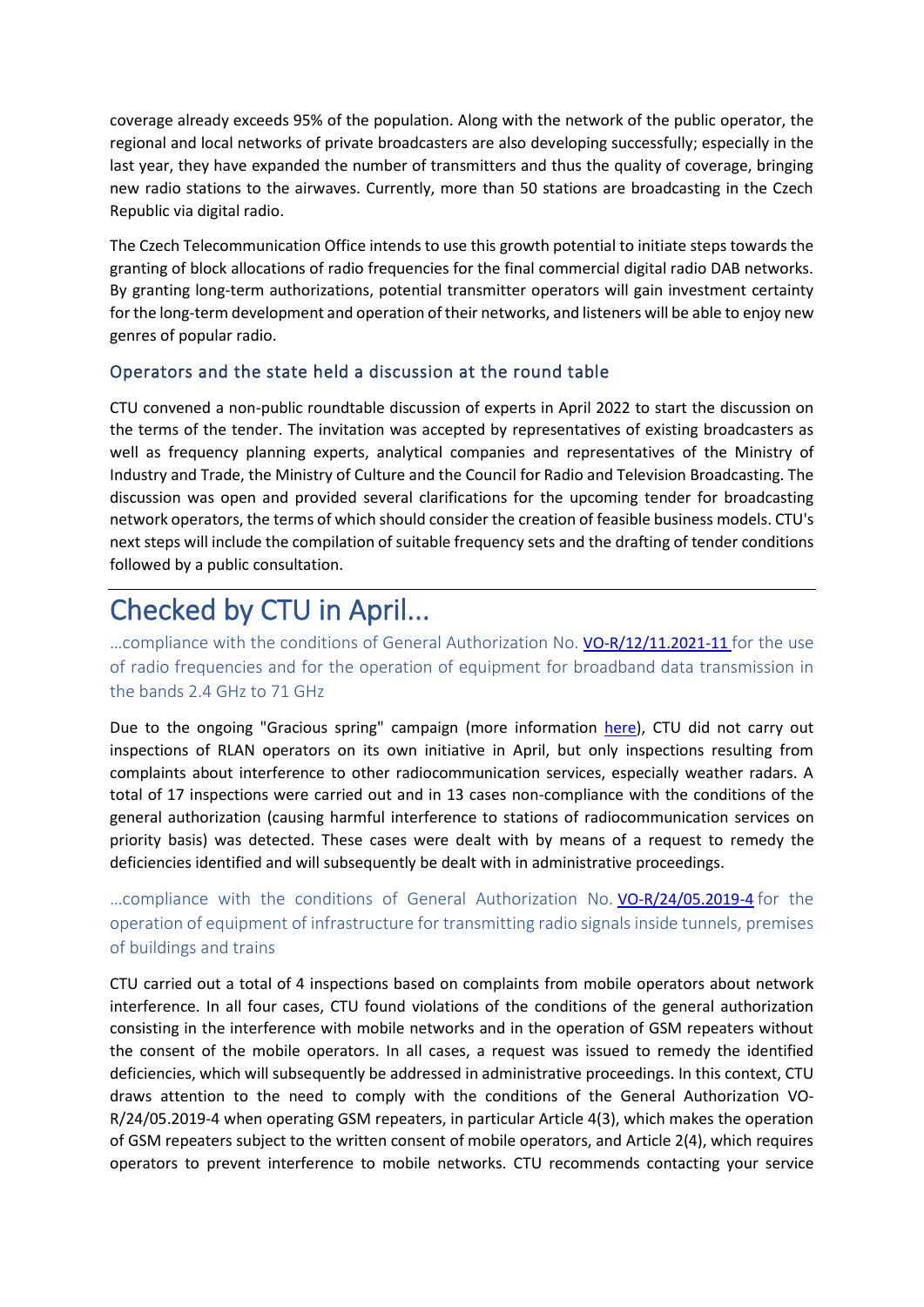coverage already exceeds 95% of the population. Along with the network of the public operator, the regional and local networks of private broadcasters are also developing successfully; especially in the last year, they have expanded the number of transmitters and thus the quality of coverage, bringing new radio stations to the airwaves. Currently, more than 50 stations are broadcasting in the Czech Republic via digital radio.

The Czech Telecommunication Office intends to use this growth potential to initiate steps towards the granting of block allocations of radio frequencies for the final commercial digital radio DAB networks. By granting long-term authorizations, potential transmitter operators will gain investment certainty for the long-term development and operation of their networks, and listeners will be able to enjoy new genres of popular radio.

### Operators and the state held a discussion at the round table

CTU convened a non-public roundtable discussion of experts in April 2022 to start the discussion on the terms of the tender. The invitation was accepted by representatives of existing broadcasters as well as frequency planning experts, analytical companies and representatives of the Ministry of Industry and Trade, the Ministry of Culture and the Council for Radio and Television Broadcasting. The discussion was open and provided several clarifications for the upcoming tender for broadcasting network operators, the terms of which should consider the creation of feasible business models. CTU's next steps will include the compilation of suitable frequency sets and the drafting of tender conditions followed by a public consultation.

---

## Checked by CTU in April...

### …compliance with the conditions of General Authorization No. VO-R/12/11.2021-11 for the use of radio frequencies and for the operation of equipment for broadband data transmission in the bands 2.4 GHz to 71 GHz

Due to the ongoing "Gracious spring" campaign (more information here), CTU did not carry out inspections of RLAN operators on its own initiative in April, but only inspections resulting from complaints about interference to other radiocommunication services, especially weather radars. A total of 17 inspections were carried out and in 13 cases non-compliance with the conditions of the general authorization (causing harmful interference to stations of radiocommunication services on priority basis) was detected. These cases were dealt with by means of a request to remedy the deficiencies identified and will subsequently be dealt with in administrative proceedings.

### …compliance with the conditions of General Authorization No. VO-R/24/05.2019-4 for the operation of equipment of infrastructure for transmitting radio signals inside tunnels, premises of buildings and trains

CTU carried out a total of 4 inspections based on complaints from mobile operators about network interference. In all four cases, CTU found violations of the conditions of the general authorization consisting in the interference with mobile networks and in the operation of GSM repeaters without the consent of the mobile operators. In all cases, a request was issued to remedy the identified deficiencies, which will subsequently be addressed in administrative proceedings. In this context, CTU draws attention to the need to comply with the conditions of the General Authorization VO-R/24/05.2019-4 when operating GSM repeaters, in particular Article 4(3), which makes the operation of GSM repeaters subject to the written consent of mobile operators, and Article 2(4), which requires operators to prevent interference to mobile networks. CTU recommends contacting your service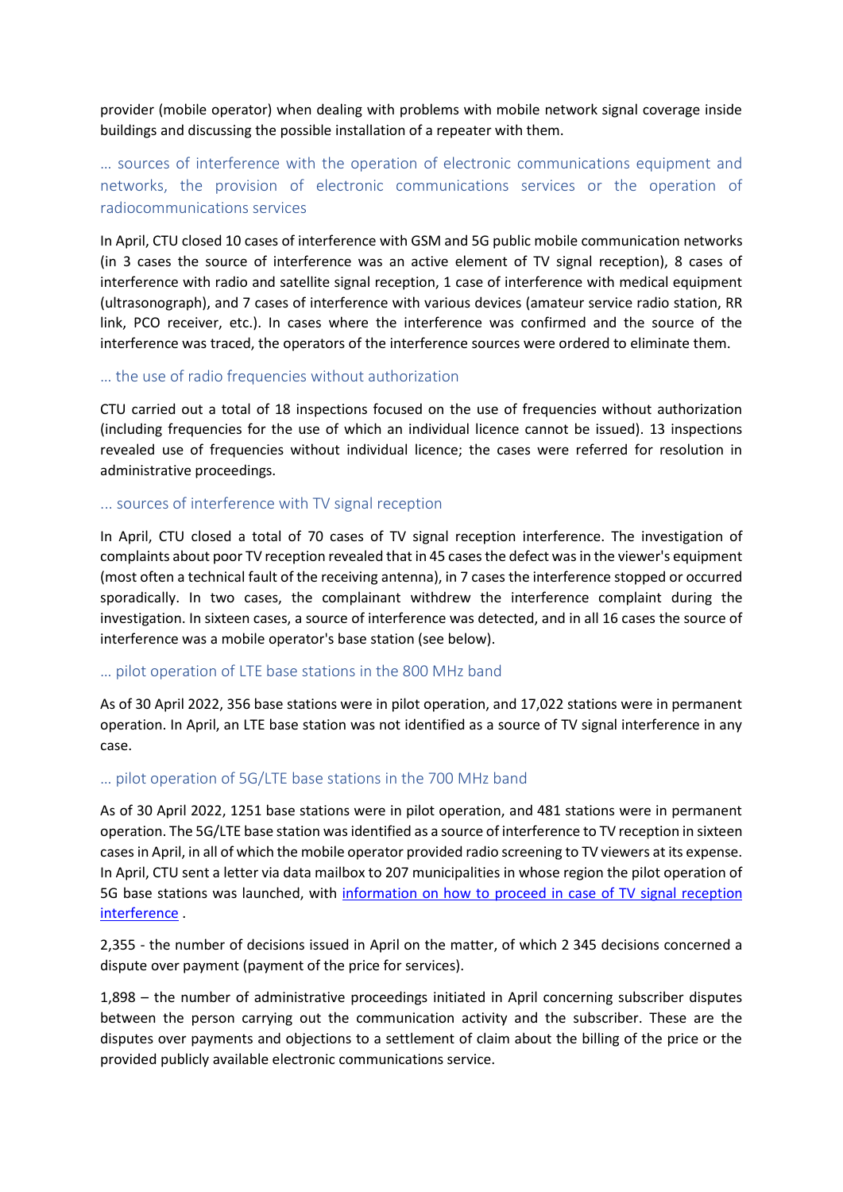provider (mobile operator) when dealing with problems with mobile network signal coverage inside buildings and discussing the possible installation of a repeater with them.

### … sources of interference with the operation of electronic communications equipment and networks, the provision of electronic communications services or the operation of radiocommunications services

In April, CTU closed 10 cases of interference with GSM and 5G public mobile communication networks (in 3 cases the source of interference was an active element of TV signal reception), 8 cases of interference with radio and satellite signal reception, 1 case of interference with medical equipment (ultrasonograph), and 7 cases of interference with various devices (amateur service radio station, RR link, PCO receiver, etc.). In cases where the interference was confirmed and the source of the interference was traced, the operators of the interference sources were ordered to eliminate them.

### … the use of radio frequencies without authorization

CTU carried out a total of 18 inspections focused on the use of frequencies without authorization (including frequencies for the use of which an individual licence cannot be issued). 13 inspections revealed use of frequencies without individual licence; the cases were referred for resolution in administrative proceedings.

### … sources of interference with TV signal reception

In April, CTU closed a total of 70 cases of TV signal reception interference. The investigation of complaints about poor TV reception revealed that in 45 cases the defect was in the viewer's equipment (most often a technical fault of the receiving antenna), in 7 cases the interference stopped or occurred sporadically. In two cases, the complainant withdrew the interference complaint during the investigation. In sixteen cases, a source of interference was detected, and in all 16 cases the source of interference was a mobile operator's base station (see below).

### … pilot operation of LTE base stations in the 800 MHz band

As of 30 April 2022, 356 base stations were in pilot operation, and 17,022 stations were in permanent operation. In April, an LTE base station was not identified as a source of TV signal interference in any case.

### … pilot operation of 5G/LTE base stations in the 700 MHz band

As of 30 April 2022, 1251 base stations were in pilot operation, and 481 stations were in permanent operation. The 5G/LTE base station was identified as a source of interference to TV reception in sixteen cases in April, in all of which the mobile operator provided radio screening to TV viewers at its expense. In April, CTU sent a letter via data mailbox to 207 municipalities in whose region the pilot operation of 5G base stations was launched, with information on how to proceed in case of TV signal reception interference .

2,355 - the number of decisions issued in April on the matter, of which 2 345 decisions concerned a dispute over payment (payment of the price for services).

1,898 – the number of administrative proceedings initiated in April concerning subscriber disputes between the person carrying out the communication activity and the subscriber. These are the disputes over payments and objections to a settlement of claim about the billing of the price or the provided publicly available electronic communications service.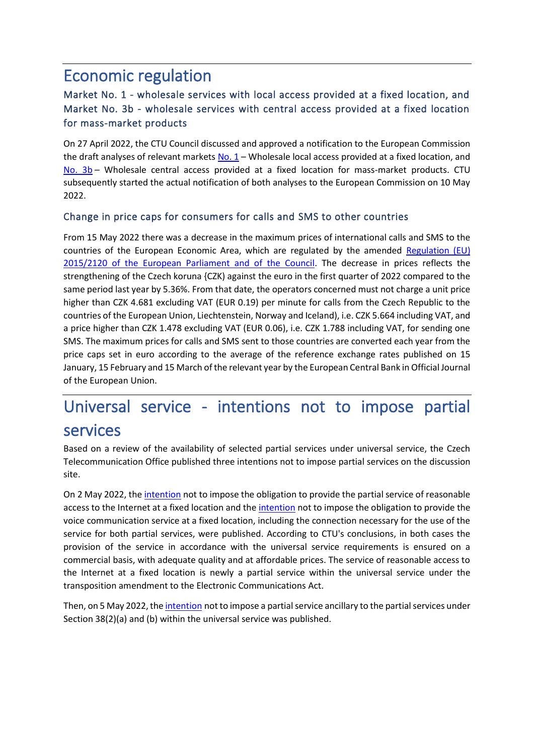# Economic regulation

## Market No. 1 - wholesale services with local access provided at a fixed location, and Market No. 3b - wholesale services with central access provided at a fixed location for mass-market products

On 27 April 2022, the CTU Council discussed and approved a notification to the European Commission the draft analyses of relevant markets No. 1 – Wholesale local access provided at a fixed location, and No. 3b – Wholesale central access provided at a fixed location for mass-market products. CTU subsequently started the actual notification of both analyses to the European Commission on 10 May 2022.

### Change in price caps for consumers for calls and SMS to other countries

From 15 May 2022 there was a decrease in the maximum prices of international calls and SMS to the countries of the European Economic Area, which are regulated by the amended Regulation (EU) 2015/2120 of the European Parliament and of the Council. The decrease in prices reflects the strengthening of the Czech koruna {CZK) against the euro in the first quarter of 2022 compared to the same period last year by 5.36%. From that date, the operators concerned must not charge a unit price higher than CZK 4.681 excluding VAT (EUR 0.19) per minute for calls from the Czech Republic to the countries of the European Union, Liechtenstein, Norway and Iceland), i.e. CZK 5.664 including VAT, and a price higher than CZK 1.478 excluding VAT (EUR 0.06), i.e. CZK 1.788 including VAT, for sending one SMS. The maximum prices for calls and SMS sent to those countries are converted each year from the price caps set in euro according to the average of the reference exchange rates published on 15 January, 15 February and 15 March of the relevant year by the European Central Bank in Official Journal of the European Union.

# Universal service - intentions not to impose partial services

Based on a review of the availability of selected partial services under universal service, the Czech Telecommunication Office published three intentions not to impose partial services on the discussion site.

On 2 May 2022, the intention not to impose the obligation to provide the partial service of reasonable access to the Internet at a fixed location and the intention not to impose the obligation to provide the voice communication service at a fixed location, including the connection necessary for the use of the service for both partial services, were published. According to CTU's conclusions, in both cases the provision of the service in accordance with the universal service requirements is ensured on a commercial basis, with adequate quality and at affordable prices. The service of reasonable access to the Internet at a fixed location is newly a partial service within the universal service under the transposition amendment to the Electronic Communications Act.

Then, on 5 May 2022, the intention not to impose a partial service ancillary to the partial services under Section 38(2)(a) and (b) within the universal service was published.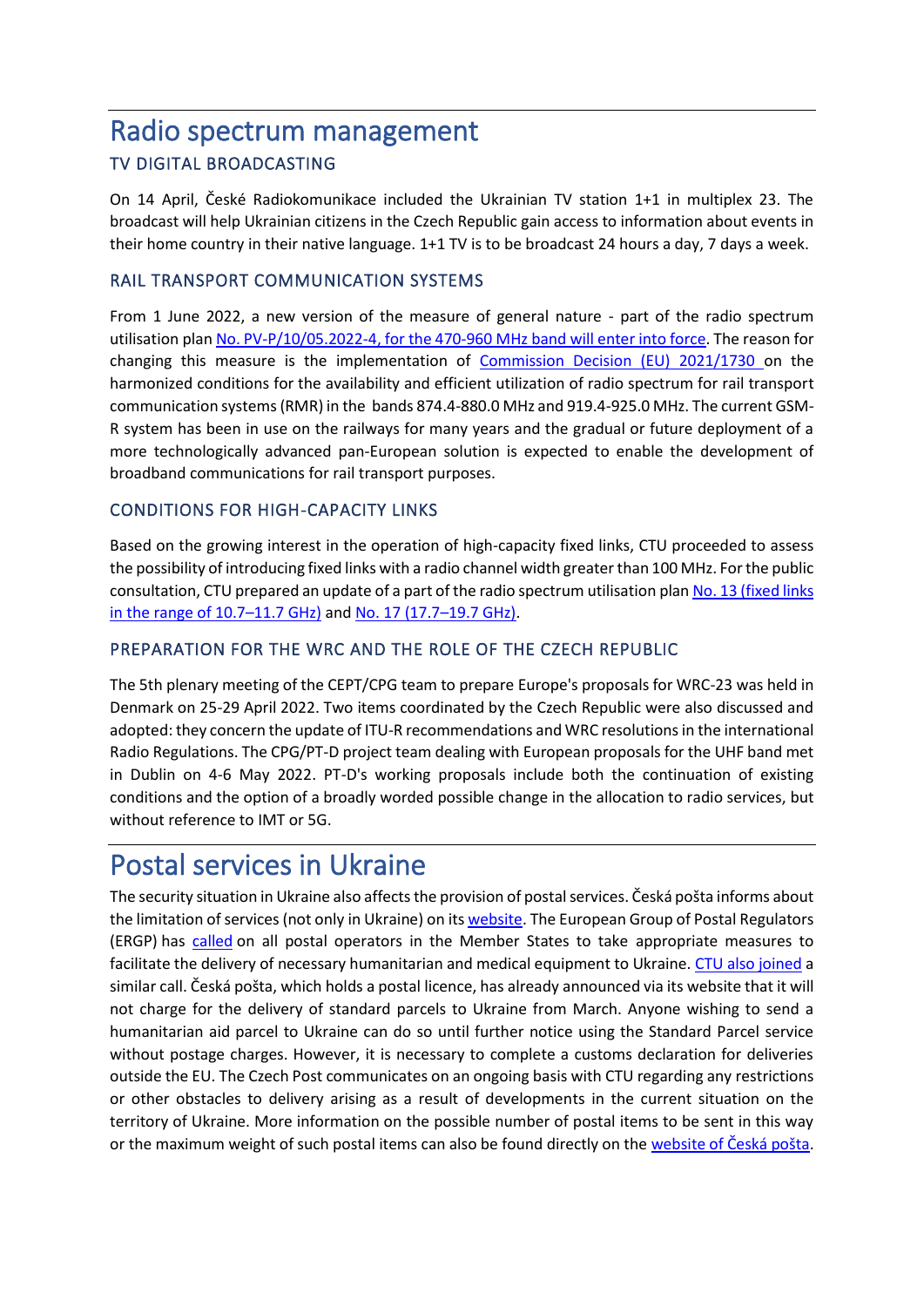# Radio spectrum management

## TV DIGITAL BROADCASTING

On 14 April, České Radiokomunikace included the Ukrainian TV station 1+1 in multiplex 23. The broadcast will help Ukrainian citizens in the Czech Republic gain access to information about events in their home country in their native language. 1+1 TV is to be broadcast 24 hours a day, 7 days a week.

## RAIL TRANSPORT COMMUNICATION SYSTEMS

From 1 June 2022, a new version of the measure of general nature - part of the radio spectrum utilisation plan No. PV-P/10/05.2022-4, for the 470-960 MHz band will enter into force. The reason for changing this measure is the implementation of Commission Decision (EU) 2021/1730 on the harmonized conditions for the availability and efficient utilization of radio spectrum for rail transport communication systems (RMR) in the bands 874.4-880.0 MHz and 919.4-925.0 MHz. The current GSM-R system has been in use on the railways for many years and the gradual or future deployment of a more technologically advanced pan-European solution is expected to enable the development of broadband communications for rail transport purposes.

## CONDITIONS FOR HIGH-CAPACITY LINKS

Based on the growing interest in the operation of high-capacity fixed links, CTU proceeded to assess the possibility of introducing fixed links with a radio channel width greater than 100 MHz. For the public consultation, CTU prepared an update of a part of the radio spectrum utilisation plan No. 13 (fixed links in the range of 10.7–11.7 GHz) and No. 17 (17.7–19.7 GHz).

## PREPARATION FOR THE WRC AND THE ROLE OF THE CZECH REPUBLIC

The 5th plenary meeting of the CEPT/CPG team to prepare Europe's proposals for WRC-23 was held in Denmark on 25-29 April 2022. Two items coordinated by the Czech Republic were also discussed and adopted: they concern the update of ITU-R recommendations and WRC resolutions in the international Radio Regulations. The CPG/PT-D project team dealing with European proposals for the UHF band met in Dublin on 4-6 May 2022. PT-D's working proposals include both the continuation of existing conditions and the option of a broadly worded possible change in the allocation to radio services, but without reference to IMT or 5G.

# Postal services in Ukraine

The security situation in Ukraine also affects the provision of postal services. Česká pošta informs about the limitation of services (not only in Ukraine) on its website. The European Group of Postal Regulators (ERGP) has called on all postal operators in the Member States to take appropriate measures to facilitate the delivery of necessary humanitarian and medical equipment to Ukraine. CTU also joined a similar call. Česká pošta, which holds a postal licence, has already announced via its website that it will not charge for the delivery of standard parcels to Ukraine from March. Anyone wishing to send a humanitarian aid parcel to Ukraine can do so until further notice using the Standard Parcel service without postage charges. However, it is necessary to complete a customs declaration for deliveries outside the EU. The Czech Post communicates on an ongoing basis with CTU regarding any restrictions or other obstacles to delivery arising as a result of developments in the current situation on the territory of Ukraine. More information on the possible number of postal items to be sent in this way or the maximum weight of such postal items can also be found directly on the website of Česká pošta.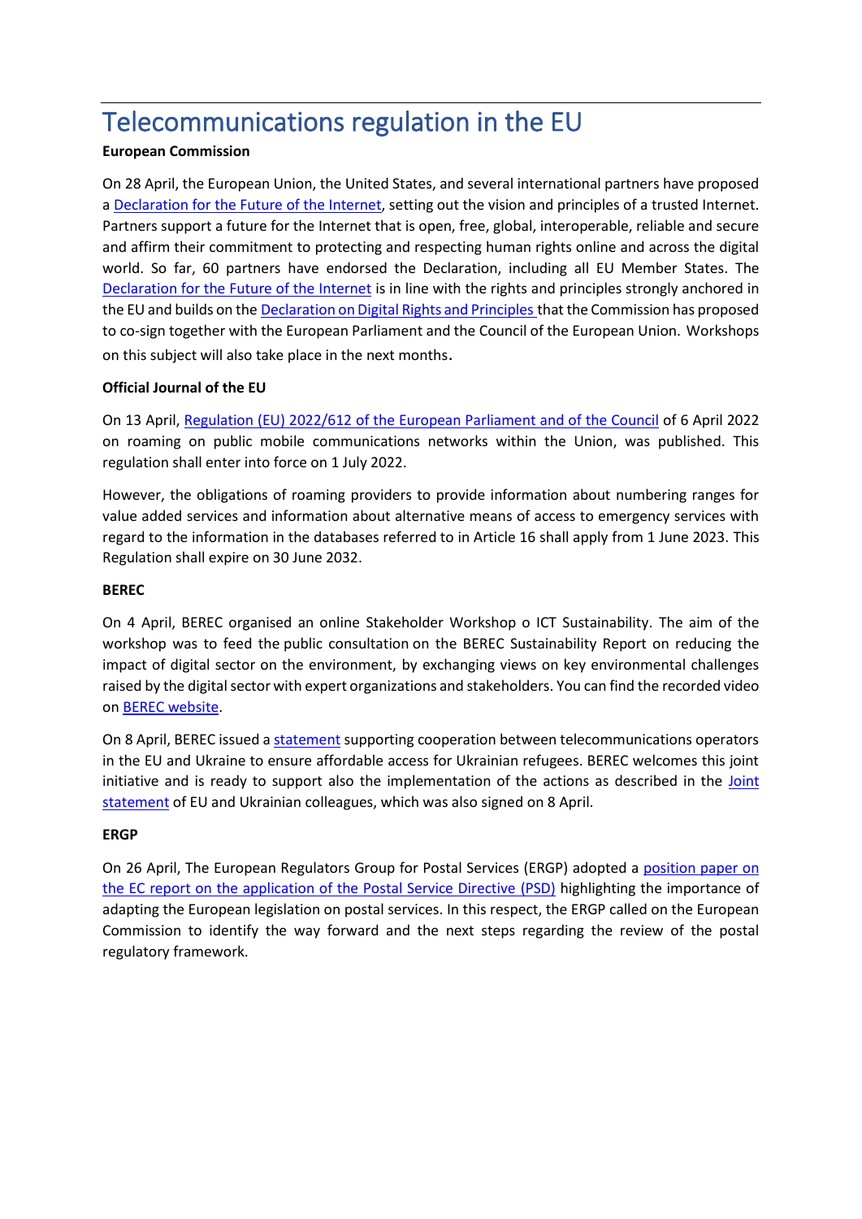# Telecommunications regulation in the EU

**European Commission**

On 28 April, the European Union, the United States, and several international partners have proposed a Declaration for the Future of the Internet, setting out the vision and principles of a trusted Internet. Partners support a future for the Internet that is open, free, global, interoperable, reliable and secure and affirm their commitment to protecting and respecting human rights online and across the digital world. So far, 60 partners have endorsed the Declaration, including all EU Member States. The Declaration for the Future of the Internet is in line with the rights and principles strongly anchored in the EU and builds on the Declaration on Digital Rights and Principles that the Commission has proposed to co-sign together with the European Parliament and the Council of the European Union. Workshops on this subject will also take place in the next months.

**Official Journal of the EU**

On 13 April, Regulation (EU) 2022/612 of the European Parliament and of the Council of 6 April 2022 on roaming on public mobile communications networks within the Union, was published. This regulation shall enter into force on 1 July 2022.

However, the obligations of roaming providers to provide information about numbering ranges for value added services and information about alternative means of access to emergency services with regard to the information in the databases referred to in Article 16 shall apply from 1 June 2023. This Regulation shall expire on 30 June 2032.

**BEREC**

On 4 April, BEREC organised an online Stakeholder Workshop o ICT Sustainability. The aim of the workshop was to feed the public consultation on the BEREC Sustainability Report on reducing the impact of digital sector on the environment, by exchanging views on key environmental challenges raised by the digital sector with expert organizations and stakeholders. You can find the recorded video on BEREC website.

On 8 April, BEREC issued a statement supporting cooperation between telecommunications operators in the EU and Ukraine to ensure affordable access for Ukrainian refugees. BEREC welcomes this joint initiative and is ready to support also the implementation of the actions as described in the Joint statement of EU and Ukrainian colleagues, which was also signed on 8 April.

**ERGP**

On 26 April, The European Regulators Group for Postal Services (ERGP) adopted a position paper on the EC report on the application of the Postal Service Directive (PSD) highlighting the importance of adapting the European legislation on postal services. In this respect, the ERGP called on the European Commission to identify the way forward and the next steps regarding the review of the postal regulatory framework.